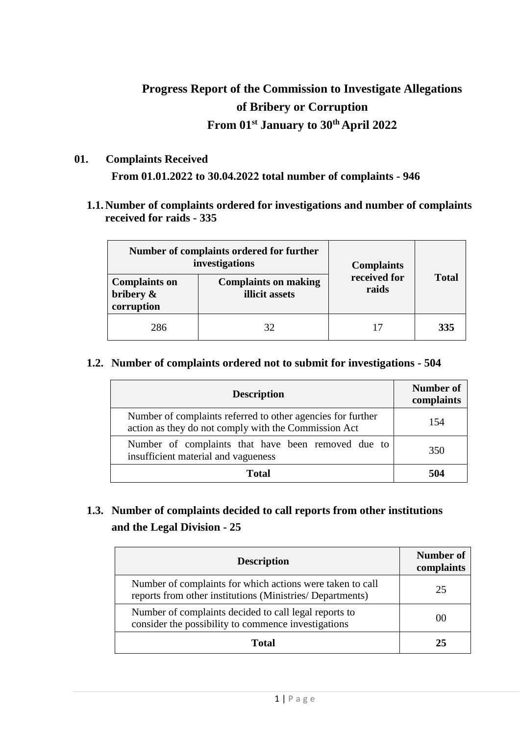# Progress Report of the Commission to Investigate Allegations of Bribery or Corruption
# From 01st January to 30th April 2022

## 01. Complaints Received

**From 01.01.2022 to 30.04.2022 total number of complaints - 946**

### 1.1. Number of complaints ordered for investigations and number of complaints received for raids - 335

| Number of complaints ordered for further investigations | | Complaints received for raids | Total |
|---|---|---|---|
| **Complaints on bribery & corruption** | **Complaints on making illicit assets** | | |
| 286 | 32 | 17 | **335** |

### 1.2. Number of complaints ordered not to submit for investigations - 504

| Description | Number of complaints |
|---|---|
| Number of complaints referred to other agencies for further action as they do not comply with the Commission Act | 154 |
| Number of complaints that have been removed due to insufficient material and vagueness | 350 |
| **Total** | **504** |

### 1.3. Number of complaints decided to call reports from other institutions and the Legal Division - 25

| Description | Number of complaints |
|---|---|
| Number of complaints for which actions were taken to call reports from other institutions (Ministries/ Departments) | 25 |
| Number of complaints decided to call legal reports to consider the possibility to commence investigations | 00 |
| **Total** | **25** |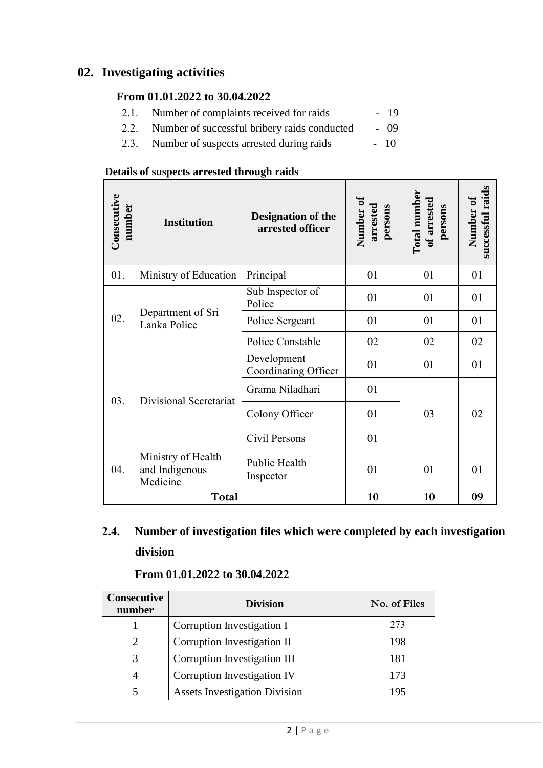## 02. Investigating activities

### From 01.01.2022 to 30.04.2022

2.1. Number of complaints received for raids - 19

2.2. Number of successful bribery raids conducted - 09

2.3. Number of suspects arrested during raids - 10

**Details of suspects arrested through raids**

| Consecutive number | Institution | Designation of the arrested officer | Number of arrested persons | Total number of arrested persons | Number of successful raids |
|---|---|---|---|---|---|
| 01. | Ministry of Education | Principal | 01 | 01 | 01 |
| 02. | Department of Sri Lanka Police | Sub Inspector of Police | 01 | 01 | 01 |
| | | Police Sergeant | 01 | 01 | 01 |
| | | Police Constable | 02 | 02 | 02 |
| 03. | Divisional Secretariat | Development Coordinating Officer | 01 | 01 | 01 |
| | | Grama Niladhari | 01 | 03 | 02 |
| | | Colony Officer | 01 | | |
| | | Civil Persons | 01 | | |
| 04. | Ministry of Health and Indigenous Medicine | Public Health Inspector | 01 | 01 | 01 |
| **Total** | | | **10** | **10** | **09** |

### 2.4. Number of investigation files which were completed by each investigation division

### From 01.01.2022 to 30.04.2022

| Consecutive number | Division | No. of Files |
|---|---|---|
| 1 | Corruption Investigation I | 273 |
| 2 | Corruption Investigation II | 198 |
| 3 | Corruption Investigation III | 181 |
| 4 | Corruption Investigation IV | 173 |
| 5 | Assets Investigation Division | 195 |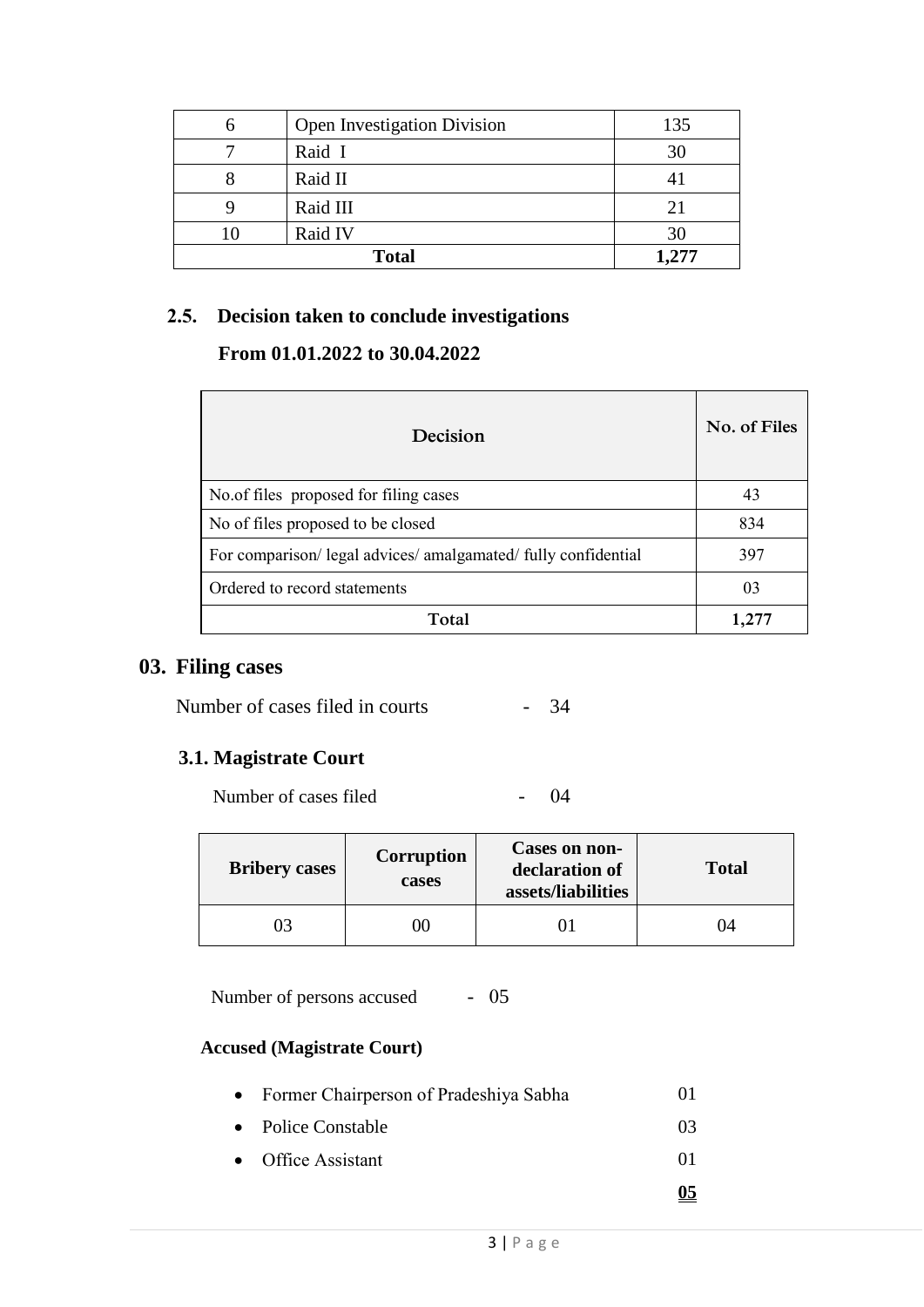| | | |
|---|---|---|
| 6 | Open Investigation Division | 135 |
| 7 | Raid I | 30 |
| 8 | Raid II | 41 |
| 9 | Raid III | 21 |
| 10 | Raid IV | 30 |
| **Total** | | **1,277** |

### 2.5. Decision taken to conclude investigations

**From 01.01.2022 to 30.04.2022**

| Decision | No. of Files |
|---|---|
| No.of files proposed for filing cases | 43 |
| No of files proposed to be closed | 834 |
| For comparison/ legal advices/ amalgamated/ fully confidential | 397 |
| Ordered to record statements | 03 |
| **Total** | **1,277** |

## 03. Filing cases

Number of cases filed in courts - 34

### 3.1. Magistrate Court

Number of cases filed - 04

| Bribery cases | Corruption cases | Cases on non-declaration of assets/liabilities | Total |
|---|---|---|---|
| 03 | 00 | 01 | 04 |

Number of persons accused - 05

**Accused (Magistrate Court)**

- Former Chairperson of Pradeshiya Sabha 01
- Police Constable 03
- Office Assistant 01

**05**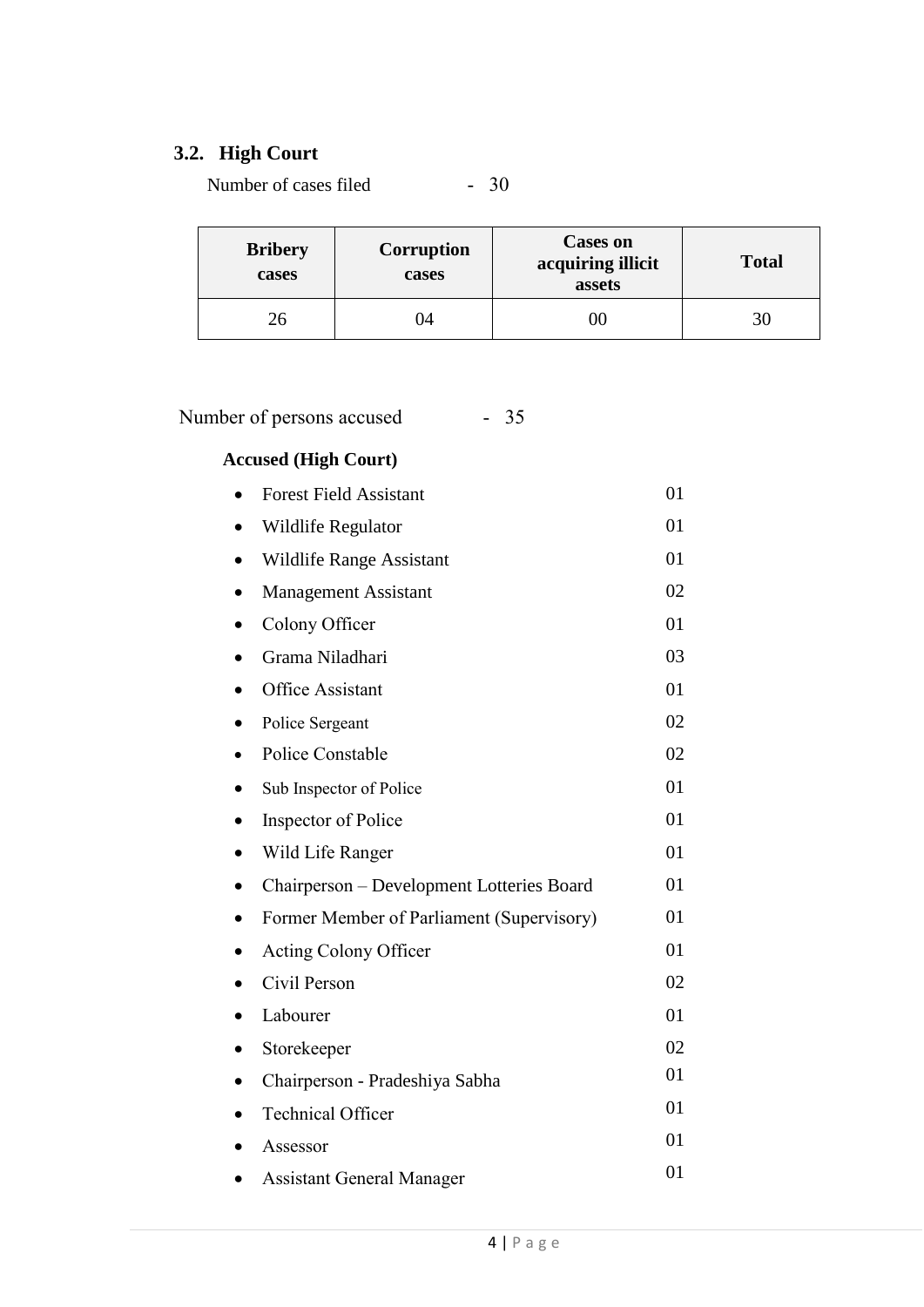### 3.2. High Court

Number of cases filed - 30

| Bribery cases | Corruption cases | Cases on acquiring illicit assets | Total |
|---|---|---|---|
| 26 | 04 | 00 | 30 |

Number of persons accused - 35

**Accused (High Court)**

- Forest Field Assistant 01
- Wildlife Regulator 01
- Wildlife Range Assistant 01
- Management Assistant 02
- Colony Officer 01
- Grama Niladhari 03
- Office Assistant 01
- Police Sergeant 02
- Police Constable 02
- Sub Inspector of Police 01
- Inspector of Police 01
- Wild Life Ranger 01
- Chairperson – Development Lotteries Board 01
- Former Member of Parliament (Supervisory) 01
- Acting Colony Officer 01
- Civil Person 02
- Labourer 01
- Storekeeper 02
- Chairperson - Pradeshiya Sabha 01
- Technical Officer 01
- Assessor 01
- Assistant General Manager 01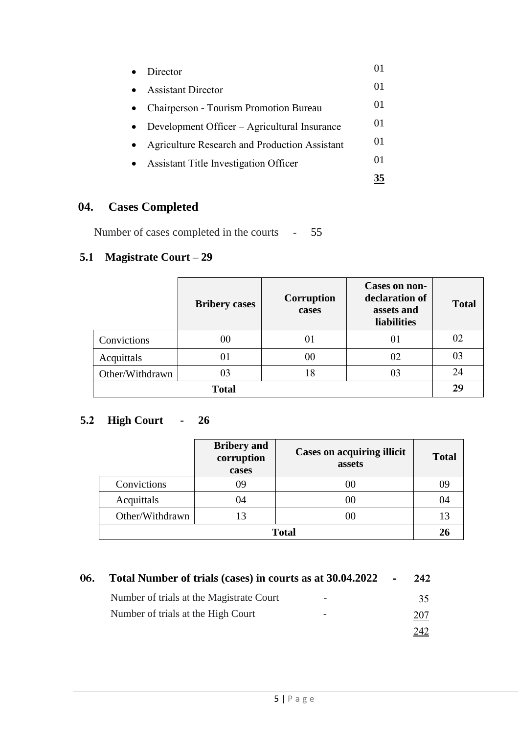- Director 01
- Assistant Director 01
- Chairperson - Tourism Promotion Bureau 01
- Development Officer – Agricultural Insurance 01
- Agriculture Research and Production Assistant 01
- Assistant Title Investigation Officer 01

**35**

## 04. Cases Completed

Number of cases completed in the courts - 55

### 5.1 Magistrate Court – 29

| | Bribery cases | Corruption cases | Cases on non-declaration of assets and liabilities | Total |
|---|---|---|---|---|
| Convictions | 00 | 01 | 01 | 02 |
| Acquittals | 01 | 00 | 02 | 03 |
| Other/Withdrawn | 03 | 18 | 03 | 24 |
| **Total** | | | | **29** |

### 5.2 High Court - 26

| | Bribery and corruption cases | Cases on acquiring illicit assets | Total |
|---|---|---|---|
| Convictions | 09 | 00 | 09 |
| Acquittals | 04 | 00 | 04 |
| Other/Withdrawn | 13 | 00 | 13 |
| **Total** | | | **26** |

## 06. Total Number of trials (cases) in courts as at 30.04.2022 - 242

| | | |
|---|---|---|
| Number of trials at the Magistrate Court | - | 35 |
| Number of trials at the High Court | - | 207 |
| | | 242 |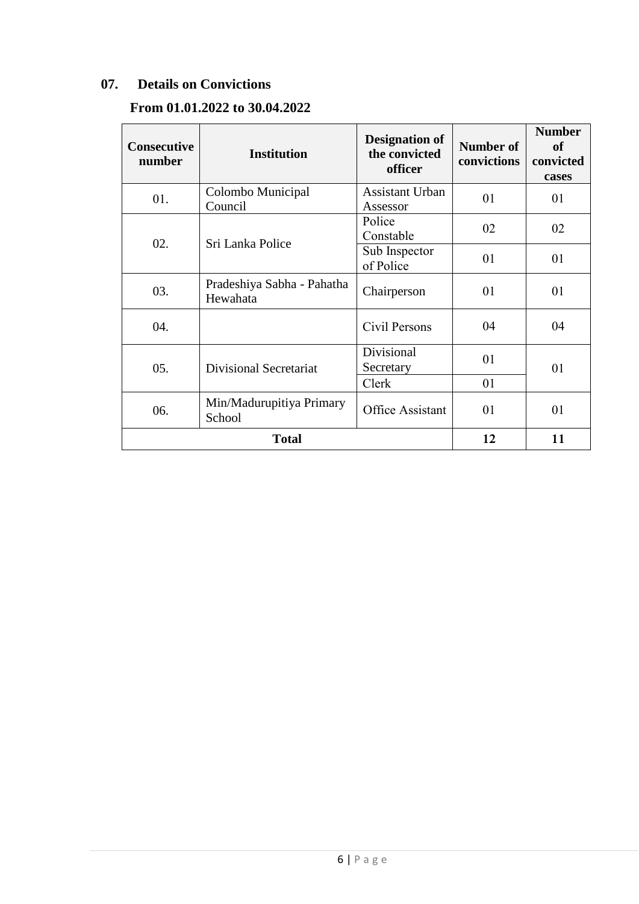## 07. Details on Convictions

**From 01.01.2022 to 30.04.2022**

| Consecutive number | Institution | Designation of the convicted officer | Number of convictions | Number of convicted cases |
|---|---|---|---|---|
| 01. | Colombo Municipal Council | Assistant Urban Assessor | 01 | 01 |
| 02. | Sri Lanka Police | Police Constable | 02 | 02 |
| | | Sub Inspector of Police | 01 | 01 |
| 03. | Pradeshiya Sabha - Pahatha Hewahata | Chairperson | 01 | 01 |
| 04. | | Civil Persons | 04 | 04 |
| 05. | Divisional Secretariat | Divisional Secretary | 01 | 01 |
| | | Clerk | 01 | |
| 06. | Min/Madurupitiya Primary School | Office Assistant | 01 | 01 |
| **Total** | | | **12** | **11** |